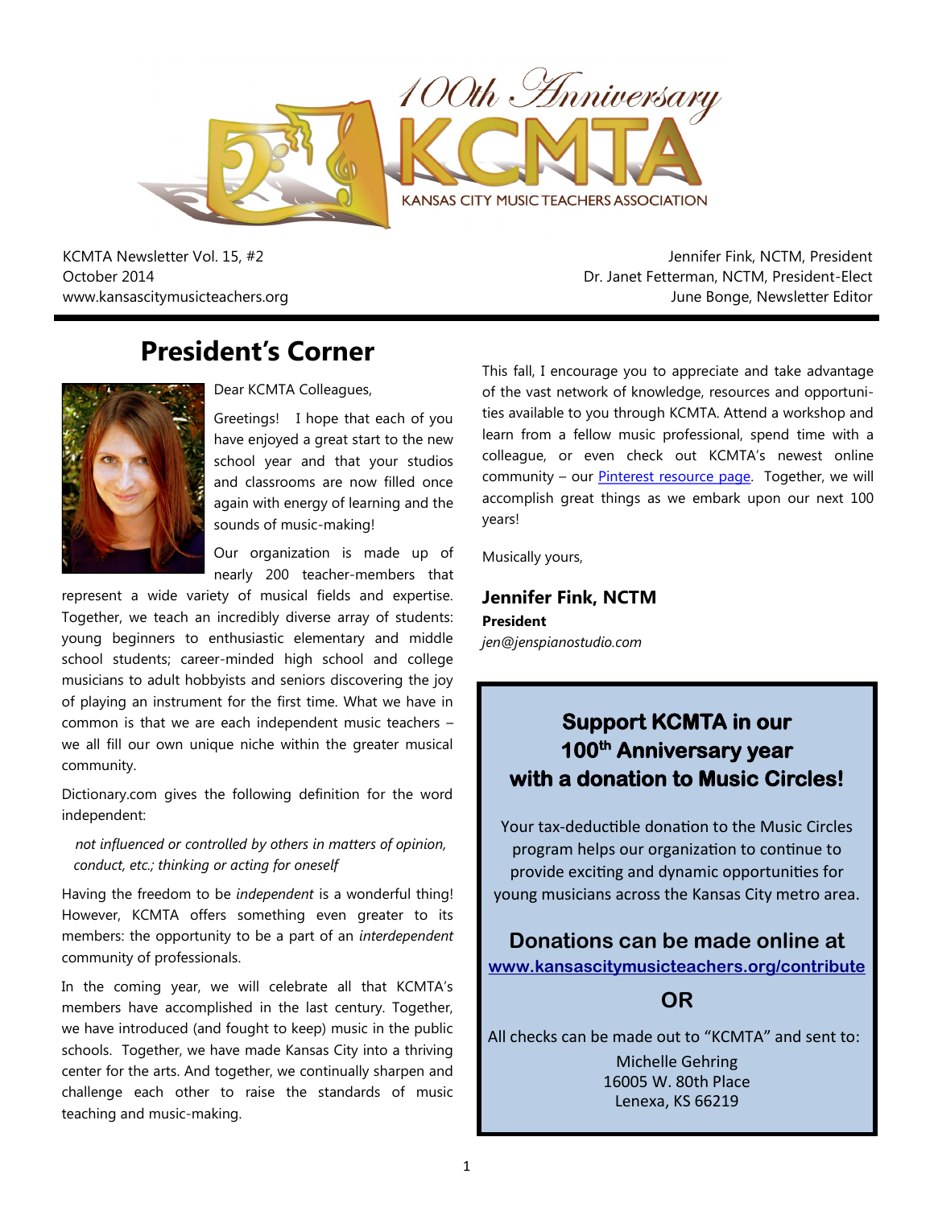# 100th Anniversary KCMTA

KANSAS CITY MUSIC TEACHERS ASSOCIATION

KCMTA Newsletter Vol. 15, #2
October 2014
www.kansascitymusicteachers.org

Jennifer Fink, NCTM, President
Dr. Janet Fetterman, NCTM, President-Elect
June Bonge, Newsletter Editor

## President's Corner

Dear KCMTA Colleagues,

Greetings! I hope that each of you have enjoyed a great start to the new school year and that your studios and classrooms are now filled once again with energy of learning and the sounds of music-making!

Our organization is made up of nearly 200 teacher-members that represent a wide variety of musical fields and expertise. Together, we teach an incredibly diverse array of students: young beginners to enthusiastic elementary and middle school students; career-minded high school and college musicians to adult hobbyists and seniors discovering the joy of playing an instrument for the first time. What we have in common is that we are each independent music teachers – we all fill our own unique niche within the greater musical community.

Dictionary.com gives the following definition for the word independent:

*not influenced or controlled by others in matters of opinion, conduct, etc.; thinking or acting for oneself*

Having the freedom to be *independent* is a wonderful thing! However, KCMTA offers something even greater to its members: the opportunity to be a part of an *interdependent* community of professionals.

In the coming year, we will celebrate all that KCMTA's members have accomplished in the last century. Together, we have introduced (and fought to keep) music in the public schools. Together, we have made Kansas City into a thriving center for the arts. And together, we continually sharpen and challenge each other to raise the standards of music teaching and music-making.

This fall, I encourage you to appreciate and take advantage of the vast network of knowledge, resources and opportunities available to you through KCMTA. Attend a workshop and learn from a fellow music professional, spend time with a colleague, or even check out KCMTA's newest online community – our Pinterest resource page. Together, we will accomplish great things as we embark upon our next 100 years!

Musically yours,

**Jennifer Fink, NCTM**
**President**
*jen@jenspianostudio.com*

---

### Support KCMTA in our 100th Anniversary year with a donation to Music Circles!

Your tax-deductible donation to the Music Circles program helps our organization to continue to provide exciting and dynamic opportunities for young musicians across the Kansas City metro area.

**Donations can be made online at**
**www.kansascitymusicteachers.org/contribute**

**OR**

All checks can be made out to "KCMTA" and sent to:

Michelle Gehring
16005 W. 80th Place
Lenexa, KS 66219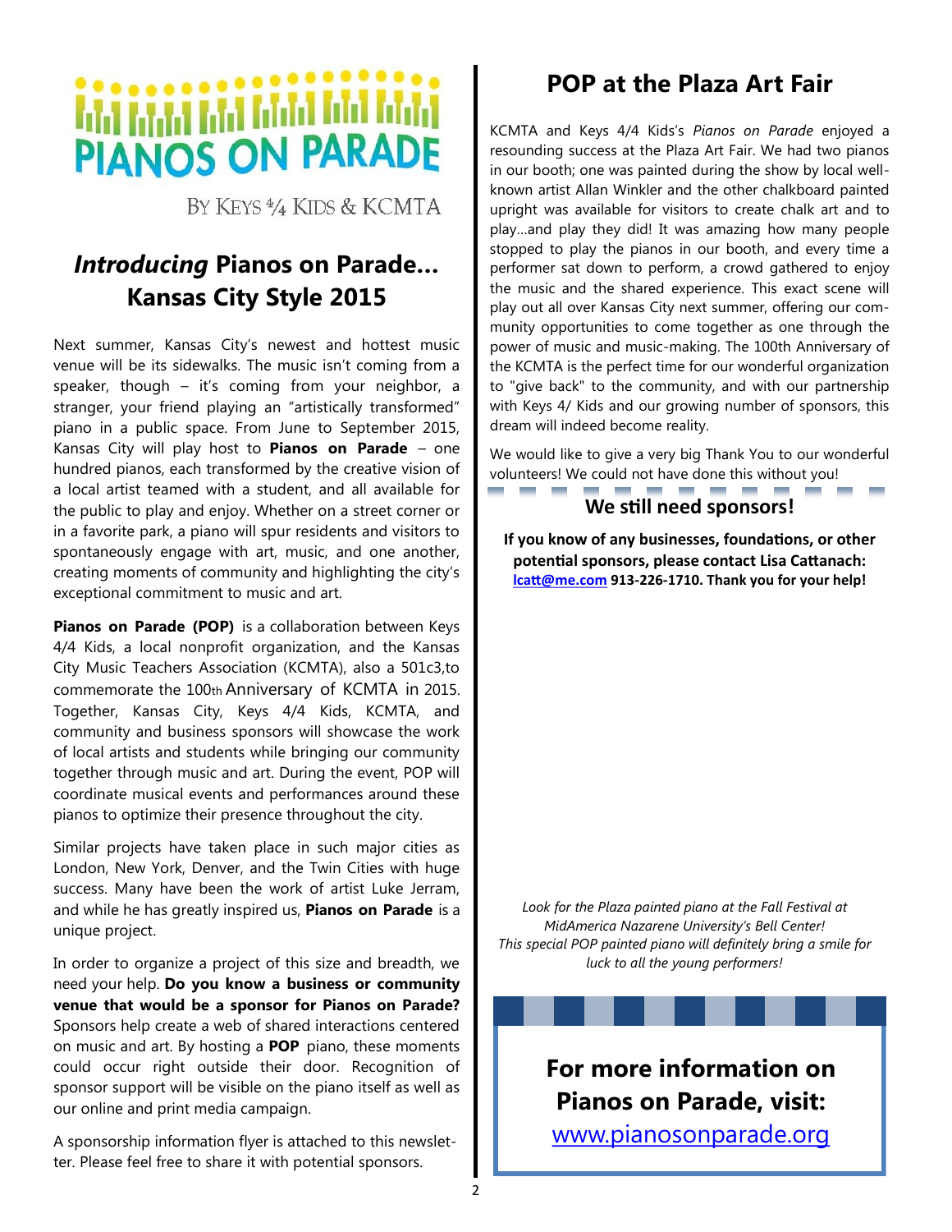# PIANOS ON PARADE

BY KEYS 4/4 KIDS & KCMTA

## *Introducing* Pianos on Parade… Kansas City Style 2015

Next summer, Kansas City's newest and hottest music venue will be its sidewalks. The music isn't coming from a speaker, though – it's coming from your neighbor, a stranger, your friend playing an "artistically transformed" piano in a public space. From June to September 2015, Kansas City will play host to **Pianos on Parade** – one hundred pianos, each transformed by the creative vision of a local artist teamed with a student, and all available for the public to play and enjoy. Whether on a street corner or in a favorite park, a piano will spur residents and visitors to spontaneously engage with art, music, and one another, creating moments of community and highlighting the city's exceptional commitment to music and art.

**Pianos on Parade (POP)** is a collaboration between Keys 4/4 Kids, a local nonprofit organization, and the Kansas City Music Teachers Association (KCMTA), also a 501c3,to commemorate the 100th Anniversary of KCMTA in 2015. Together, Kansas City, Keys 4/4 Kids, KCMTA, and community and business sponsors will showcase the work of local artists and students while bringing our community together through music and art. During the event, POP will coordinate musical events and performances around these pianos to optimize their presence throughout the city.

Similar projects have taken place in such major cities as London, New York, Denver, and the Twin Cities with huge success. Many have been the work of artist Luke Jerram, and while he has greatly inspired us, **Pianos on Parade** is a unique project.

In order to organize a project of this size and breadth, we need your help. **Do you know a business or community venue that would be a sponsor for Pianos on Parade?** Sponsors help create a web of shared interactions centered on music and art. By hosting a **POP** piano, these moments could occur right outside their door. Recognition of sponsor support will be visible on the piano itself as well as our online and print media campaign.

A sponsorship information flyer is attached to this newsletter. Please feel free to share it with potential sponsors.

## POP at the Plaza Art Fair

KCMTA and Keys 4/4 Kids's *Pianos on Parade* enjoyed a resounding success at the Plaza Art Fair. We had two pianos in our booth; one was painted during the show by local well-known artist Allan Winkler and the other chalkboard painted upright was available for visitors to create chalk art and to play…and play they did! It was amazing how many people stopped to play the pianos in our booth, and every time a performer sat down to perform, a crowd gathered to enjoy the music and the shared experience. This exact scene will play out all over Kansas City next summer, offering our community opportunities to come together as one through the power of music and music-making. The 100th Anniversary of the KCMTA is the perfect time for our wonderful organization to "give back" to the community, and with our partnership with Keys 4/ Kids and our growing number of sponsors, this dream will indeed become reality.

We would like to give a very big Thank You to our wonderful volunteers! We could not have done this without you!

### We still need sponsors!

**If you know of any businesses, foundations, or other potential sponsors, please contact Lisa Cattanach: [lcatt@me.com](mailto:lcatt@me.com) 913-226-1710. Thank you for your help!**

*Look for the Plaza painted piano at the Fall Festival at MidAmerica Nazarene University's Bell Center! This special POP painted piano will definitely bring a smile for luck to all the young performers!*

### For more information on Pianos on Parade, visit: [www.pianosonparade.org](http://www.pianosonparade.org)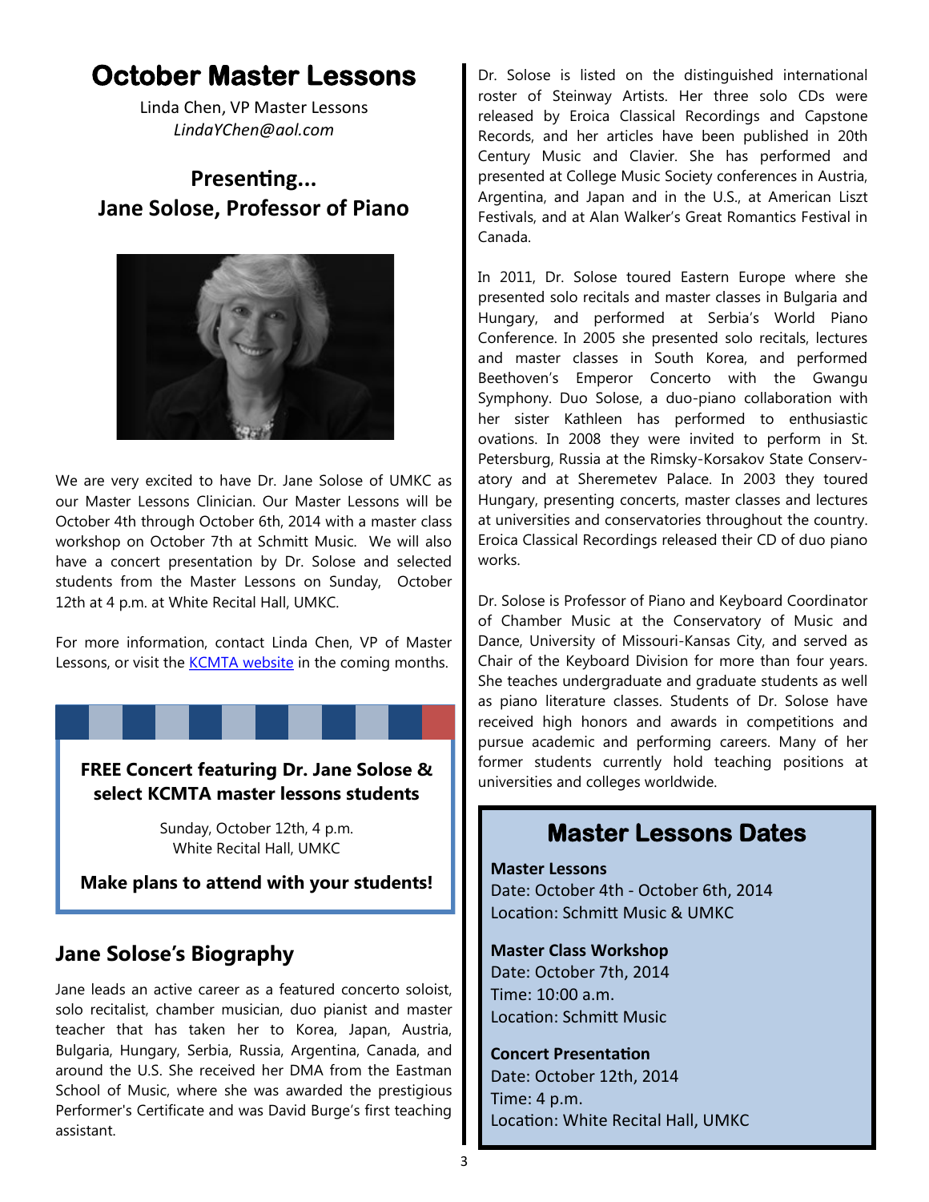# October Master Lessons

Linda Chen, VP Master Lessons
*LindaYChen@aol.com*

## Presenting...
## Jane Solose, Professor of Piano

We are very excited to have Dr. Jane Solose of UMKC as our Master Lessons Clinician. Our Master Lessons will be October 4th through October 6th, 2014 with a master class workshop on October 7th at Schmitt Music. We will also have a concert presentation by Dr. Solose and selected students from the Master Lessons on Sunday, October 12th at 4 p.m. at White Recital Hall, UMKC.

For more information, contact Linda Chen, VP of Master Lessons, or visit the KCMTA website in the coming months.

**FREE Concert featuring Dr. Jane Solose & select KCMTA master lessons students**

Sunday, October 12th, 4 p.m.
White Recital Hall, UMKC

**Make plans to attend with your students!**

## Jane Solose's Biography

Jane leads an active career as a featured concerto soloist, solo recitalist, chamber musician, duo pianist and master teacher that has taken her to Korea, Japan, Austria, Bulgaria, Hungary, Serbia, Russia, Argentina, Canada, and around the U.S. She received her DMA from the Eastman School of Music, where she was awarded the prestigious Performer's Certificate and was David Burge's first teaching assistant.

Dr. Solose is listed on the distinguished international roster of Steinway Artists. Her three solo CDs were released by Eroica Classical Recordings and Capstone Records, and her articles have been published in 20th Century Music and Clavier. She has performed and presented at College Music Society conferences in Austria, Argentina, and Japan and in the U.S., at American Liszt Festivals, and at Alan Walker's Great Romantics Festival in Canada.

In 2011, Dr. Solose toured Eastern Europe where she presented solo recitals and master classes in Bulgaria and Hungary, and performed at Serbia's World Piano Conference. In 2005 she presented solo recitals, lectures and master classes in South Korea, and performed Beethoven's Emperor Concerto with the Gwangu Symphony. Duo Solose, a duo-piano collaboration with her sister Kathleen has performed to enthusiastic ovations. In 2008 they were invited to perform in St. Petersburg, Russia at the Rimsky-Korsakov State Conservatory and at Sheremetev Palace. In 2003 they toured Hungary, presenting concerts, master classes and lectures at universities and conservatories throughout the country. Eroica Classical Recordings released their CD of duo piano works.

Dr. Solose is Professor of Piano and Keyboard Coordinator of Chamber Music at the Conservatory of Music and Dance, University of Missouri-Kansas City, and served as Chair of the Keyboard Division for more than four years. She teaches undergraduate and graduate students as well as piano literature classes. Students of Dr. Solose have received high honors and awards in competitions and pursue academic and performing careers. Many of her former students currently hold teaching positions at universities and colleges worldwide.

## Master Lessons Dates

**Master Lessons**
Date: October 4th - October 6th, 2014
Location: Schmitt Music & UMKC

**Master Class Workshop**
Date: October 7th, 2014
Time: 10:00 a.m.
Location: Schmitt Music

**Concert Presentation**
Date: October 12th, 2014
Time: 4 p.m.
Location: White Recital Hall, UMKC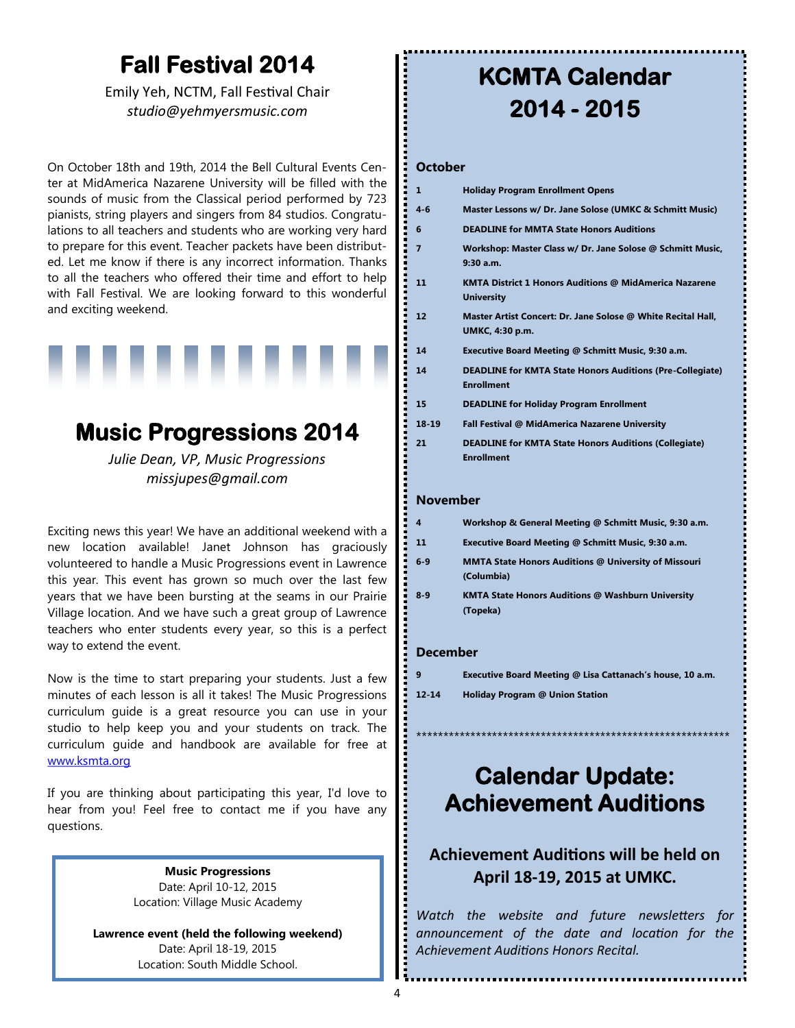# Fall Festival 2014

Emily Yeh, NCTM, Fall Festival Chair
*studio@yehmyersmusic.com*

On October 18th and 19th, 2014 the Bell Cultural Events Center at MidAmerica Nazarene University will be filled with the sounds of music from the Classical period performed by 723 pianists, string players and singers from 84 studios. Congratulations to all teachers and students who are working very hard to prepare for this event. Teacher packets have been distributed. Let me know if there is any incorrect information. Thanks to all the teachers who offered their time and effort to help with Fall Festival. We are looking forward to this wonderful and exciting weekend.

# Music Progressions 2014

*Julie Dean, VP, Music Progressions*
*missjupes@gmail.com*

Exciting news this year! We have an additional weekend with a new location available! Janet Johnson has graciously volunteered to handle a Music Progressions event in Lawrence this year. This event has grown so much over the last few years that we have been bursting at the seams in our Prairie Village location. And we have such a great group of Lawrence teachers who enter students every year, so this is a perfect way to extend the event.

Now is the time to start preparing your students. Just a few minutes of each lesson is all it takes! The Music Progressions curriculum guide is a great resource you can use in your studio to help keep you and your students on track. The curriculum guide and handbook are available for free at www.ksmta.org

If you are thinking about participating this year, I'd love to hear from you! Feel free to contact me if you have any questions.

**Music Progressions**
Date: April 10-12, 2015
Location: Village Music Academy

**Lawrence event (held the following weekend)**
Date: April 18-19, 2015
Location: South Middle School.

# KCMTA Calendar 2014 - 2015

### October

| | |
|---|---|
| **1** | **Holiday Program Enrollment Opens** |
| **4-6** | **Master Lessons w/ Dr. Jane Solose (UMKC & Schmitt Music)** |
| **6** | **DEADLINE for MMTA State Honors Auditions** |
| **7** | **Workshop: Master Class w/ Dr. Jane Solose @ Schmitt Music, 9:30 a.m.** |
| **11** | **KMTA District 1 Honors Auditions @ MidAmerica Nazarene University** |
| **12** | **Master Artist Concert: Dr. Jane Solose @ White Recital Hall, UMKC, 4:30 p.m.** |
| **14** | **Executive Board Meeting @ Schmitt Music, 9:30 a.m.** |
| **14** | **DEADLINE for KMTA State Honors Auditions (Pre-Collegiate) Enrollment** |
| **15** | **DEADLINE for Holiday Program Enrollment** |
| **18-19** | **Fall Festival @ MidAmerica Nazarene University** |
| **21** | **DEADLINE for KMTA State Honors Auditions (Collegiate) Enrollment** |

### November

| | |
|---|---|
| **4** | **Workshop & General Meeting @ Schmitt Music, 9:30 a.m.** |
| **11** | **Executive Board Meeting @ Schmitt Music, 9:30 a.m.** |
| **6-9** | **MMTA State Honors Auditions @ University of Missouri (Columbia)** |
| **8-9** | **KMTA State Honors Auditions @ Washburn University (Topeka)** |

### December

| | |
|---|---|
| **9** | **Executive Board Meeting @ Lisa Cattanach's house, 10 a.m.** |
| **12-14** | **Holiday Program @ Union Station** |

*************************************************************

# Calendar Update: Achievement Auditions

**Achievement Auditions will be held on April 18-19, 2015 at UMKC.**

*Watch the website and future newsletters for announcement of the date and location for the Achievement Auditions Honors Recital.*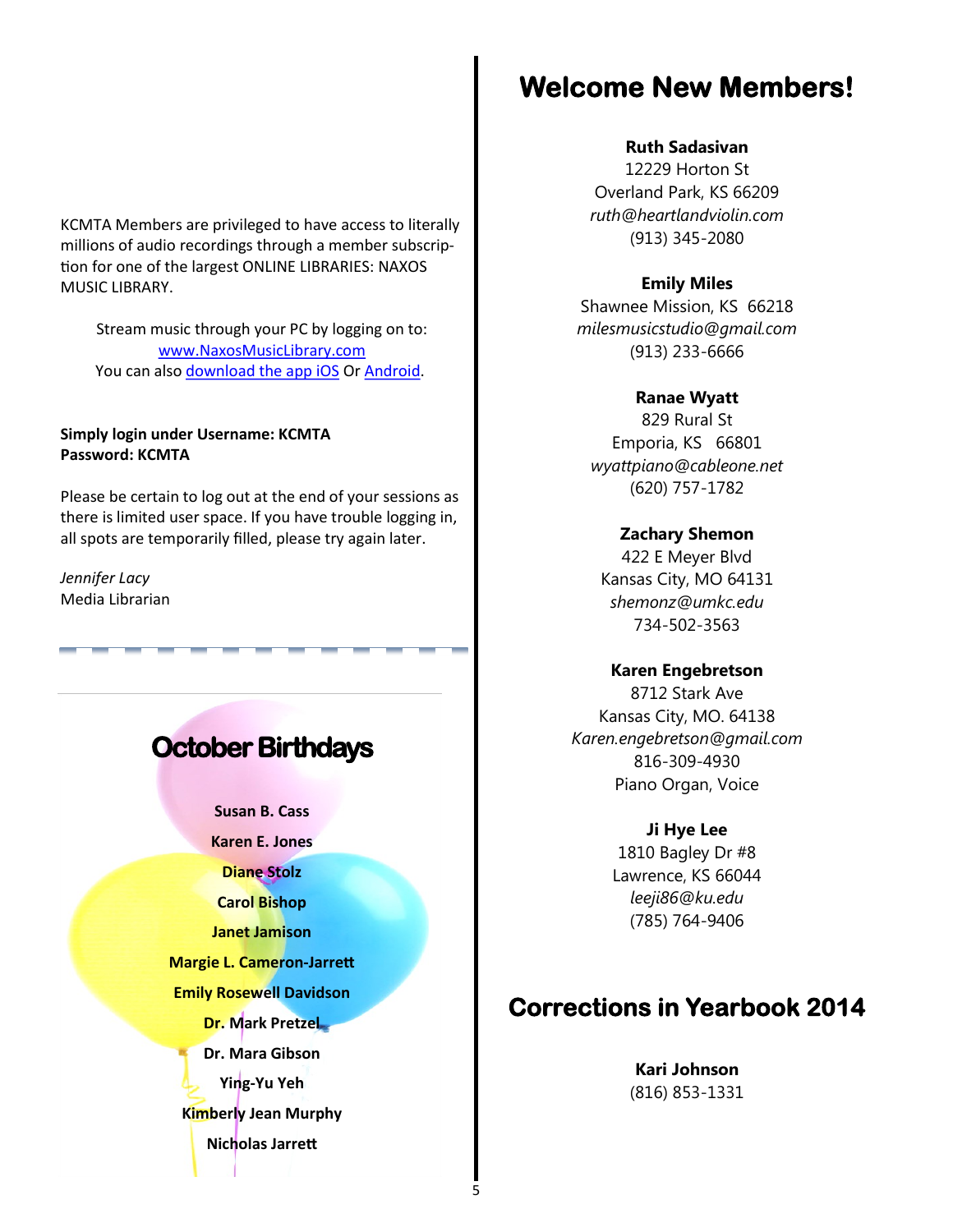KCMTA Members are privileged to have access to literally millions of audio recordings through a member subscription for one of the largest ONLINE LIBRARIES: NAXOS MUSIC LIBRARY.

Stream music through your PC by logging on to: [www.NaxosMusicLibrary.com](http://www.NaxosMusicLibrary.com)
You can also [download the app iOS]() Or [Android]().

**Simply login under Username: KCMTA**
**Password: KCMTA**

Please be certain to log out at the end of your sessions as there is limited user space. If you have trouble logging in, all spots are temporarily filled, please try again later.

*Jennifer Lacy*
Media Librarian

---

## October Birthdays

**Susan B. Cass**
**Karen E. Jones**
**Diane Stolz**
**Carol Bishop**
**Janet Jamison**
**Margie L. Cameron-Jarrett**
**Emily Rosewell Davidson**
**Dr. Mark Pretzel**
**Dr. Mara Gibson**
**Ying-Yu Yeh**
**Kimberly Jean Murphy**
**Nicholas Jarrett**

## Welcome New Members!

**Ruth Sadasivan**
12229 Horton St
Overland Park, KS 66209
*ruth@heartlandviolin.com*
(913) 345-2080

**Emily Miles**
Shawnee Mission, KS 66218
*milesmusicstudio@gmail.com*
(913) 233-6666

**Ranae Wyatt**
829 Rural St
Emporia, KS 66801
*wyattpiano@cableone.net*
(620) 757-1782

**Zachary Shemon**
422 E Meyer Blvd
Kansas City, MO 64131
*shemonz@umkc.edu*
734-502-3563

**Karen Engebretson**
8712 Stark Ave
Kansas City, MO. 64138
*Karen.engebretson@gmail.com*
816-309-4930
Piano Organ, Voice

**Ji Hye Lee**
1810 Bagley Dr #8
Lawrence, KS 66044
*leeji86@ku.edu*
(785) 764-9406

## Corrections in Yearbook 2014

**Kari Johnson**
(816) 853-1331